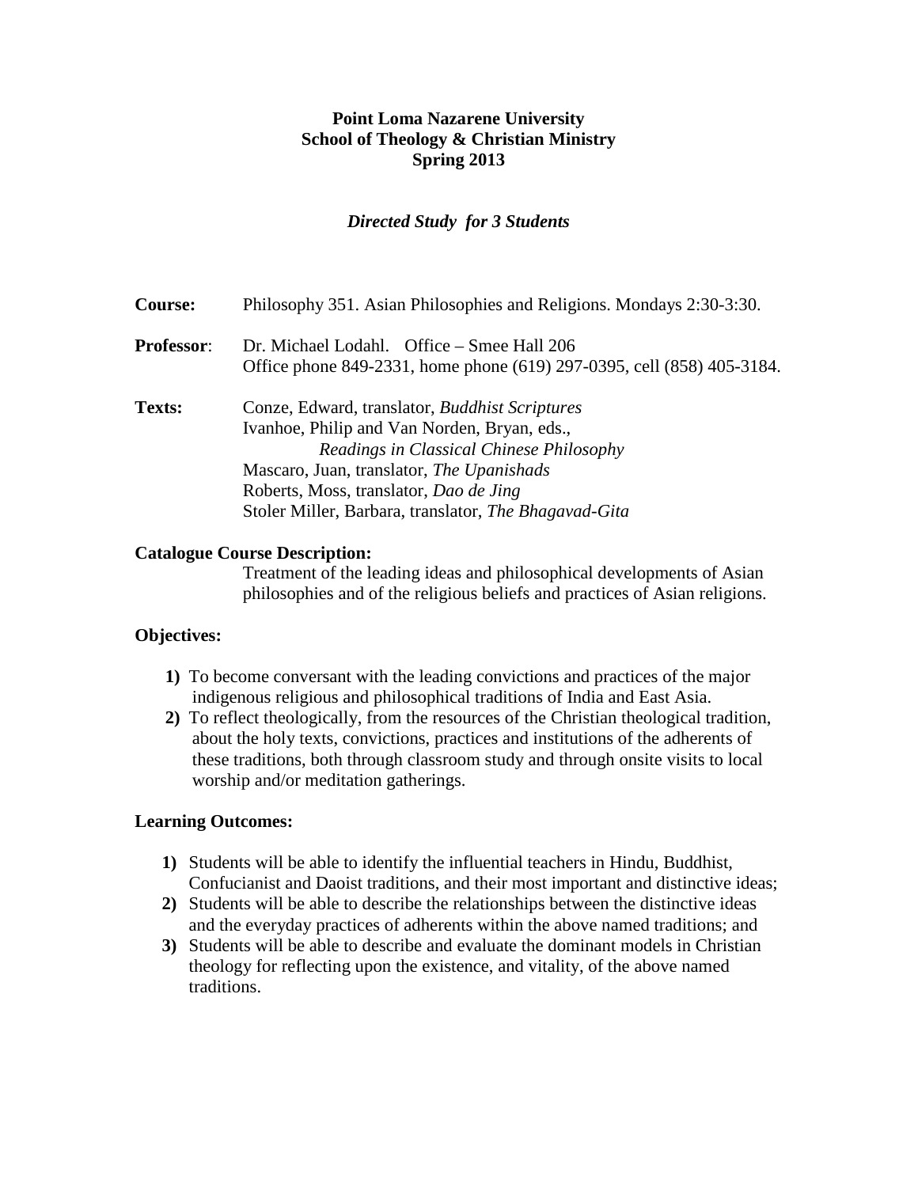**Point Loma Nazarene University**
**School of Theology & Christian Ministry**
**Spring 2013**

***Directed Study for 3 Students***

**Course:** Philosophy 351. Asian Philosophies and Religions. Mondays 2:30-3:30.

**Professor**: Dr. Michael Lodahl. Office – Smee Hall 206
Office phone 849-2331, home phone (619) 297-0395, cell (858) 405-3184.

**Texts:**
Conze, Edward, translator, *Buddhist Scriptures*
Ivanhoe, Philip and Van Norden, Bryan, eds., *Readings in Classical Chinese Philosophy*
Mascaro, Juan, translator, *The Upanishads*
Roberts, Moss, translator, *Dao de Jing*
Stoler Miller, Barbara, translator, *The Bhagavad-Gita*

**Catalogue Course Description:**

Treatment of the leading ideas and philosophical developments of Asian philosophies and of the religious beliefs and practices of Asian religions.

**Objectives:**

1) To become conversant with the leading convictions and practices of the major indigenous religious and philosophical traditions of India and East Asia.
2) To reflect theologically, from the resources of the Christian theological tradition, about the holy texts, convictions, practices and institutions of the adherents of these traditions, both through classroom study and through onsite visits to local worship and/or meditation gatherings.

**Learning Outcomes:**

1) Students will be able to identify the influential teachers in Hindu, Buddhist, Confucianist and Daoist traditions, and their most important and distinctive ideas;
2) Students will be able to describe the relationships between the distinctive ideas and the everyday practices of adherents within the above named traditions; and
3) Students will be able to describe and evaluate the dominant models in Christian theology for reflecting upon the existence, and vitality, of the above named traditions.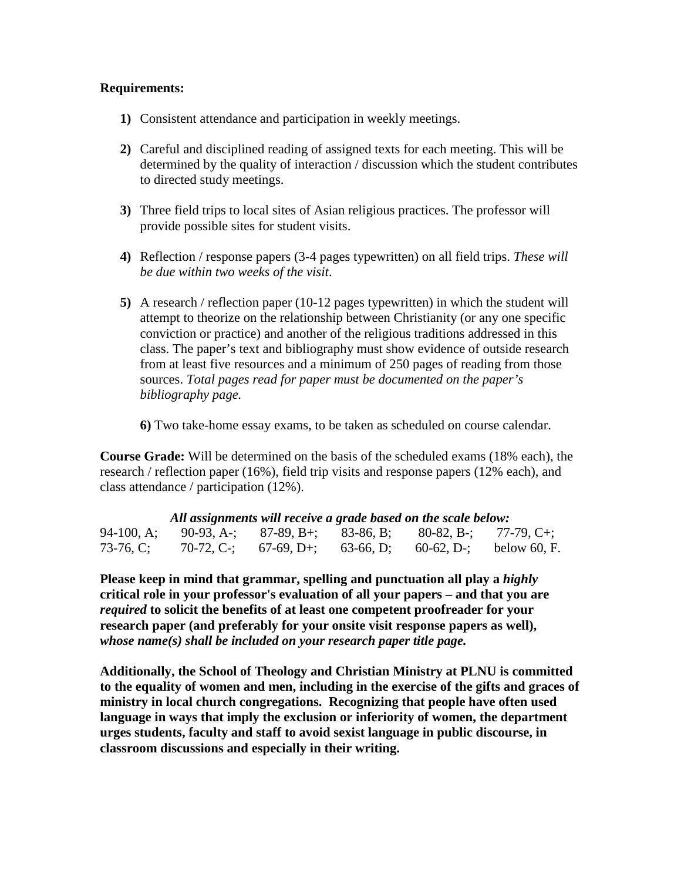**Requirements:**

1) Consistent attendance and participation in weekly meetings.

2) Careful and disciplined reading of assigned texts for each meeting. This will be determined by the quality of interaction / discussion which the student contributes to directed study meetings.

3) Three field trips to local sites of Asian religious practices. The professor will provide possible sites for student visits.

4) Reflection / response papers (3-4 pages typewritten) on all field trips. *These will be due within two weeks of the visit*.

5) A research / reflection paper (10-12 pages typewritten) in which the student will attempt to theorize on the relationship between Christianity (or any one specific conviction or practice) and another of the religious traditions addressed in this class. The paper's text and bibliography must show evidence of outside research from at least five resources and a minimum of 250 pages of reading from those sources. *Total pages read for paper must be documented on the paper's bibliography page.*

6) Two take-home essay exams, to be taken as scheduled on course calendar.

**Course Grade:** Will be determined on the basis of the scheduled exams (18% each), the research / reflection paper (16%), field trip visits and response papers (12% each), and class attendance / participation (12%).

***All assignments will receive a grade based on the scale below:***

| | | | | | |
|---|---|---|---|---|---|
| 94-100, A; | 90-93, A-; | 87-89, B+; | 83-86, B; | 80-82, B-; | 77-79, C+; |
| 73-76, C; | 70-72, C-; | 67-69, D+; | 63-66, D; | 60-62, D-; | below 60, F. |

**Please keep in mind that grammar, spelling and punctuation all play a *highly* critical role in your professor's evaluation of all your papers – and that you are *required* to solicit the benefits of at least one competent proofreader for your research paper (and preferably for your onsite visit response papers as well), *whose name(s) shall be included on your research paper title page.***

**Additionally, the School of Theology and Christian Ministry at PLNU is committed to the equality of women and men, including in the exercise of the gifts and graces of ministry in local church congregations. Recognizing that people have often used language in ways that imply the exclusion or inferiority of women, the department urges students, faculty and staff to avoid sexist language in public discourse, in classroom discussions and especially in their writing.**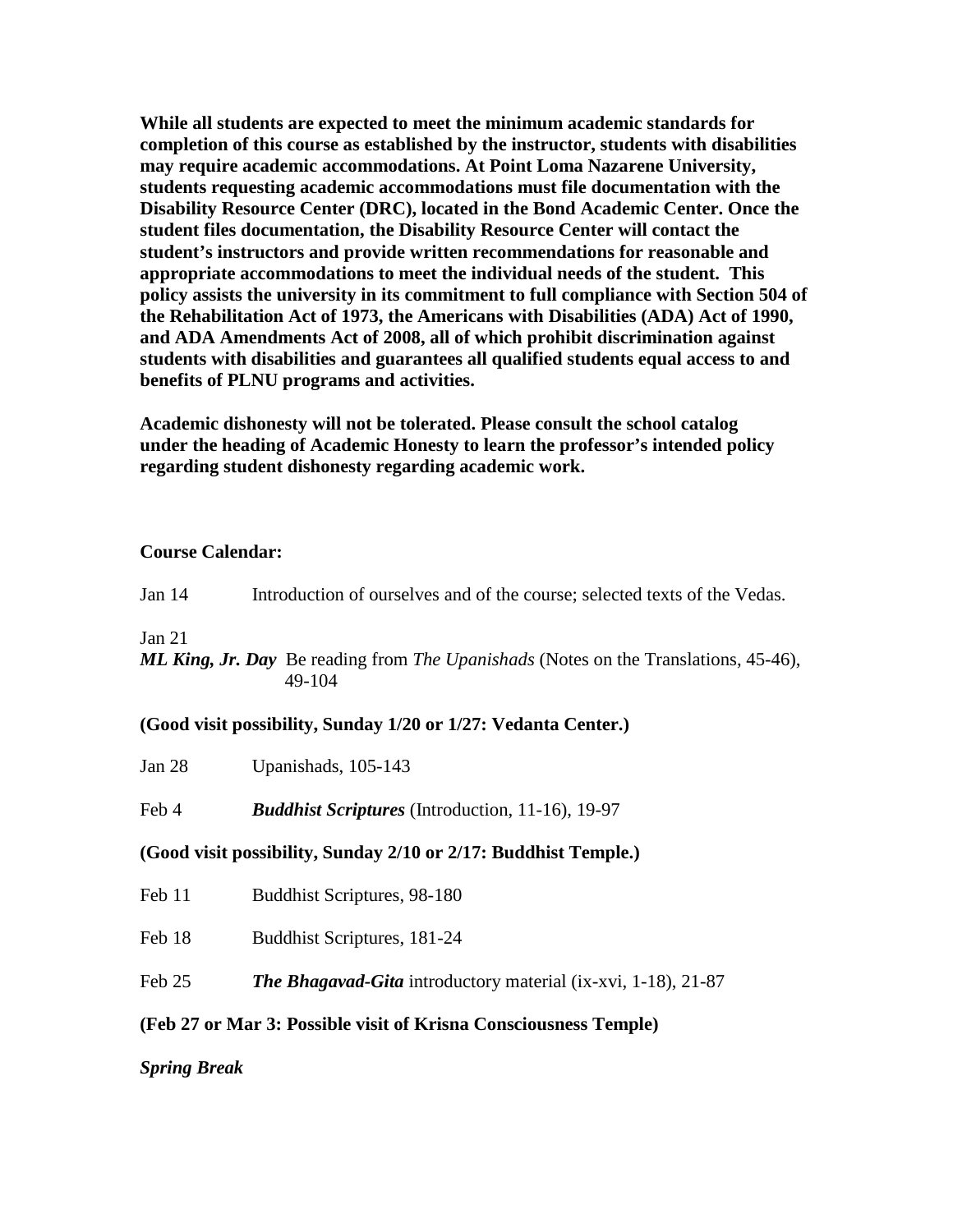**While all students are expected to meet the minimum academic standards for completion of this course as established by the instructor, students with disabilities may require academic accommodations. At Point Loma Nazarene University, students requesting academic accommodations must file documentation with the Disability Resource Center (DRC), located in the Bond Academic Center. Once the student files documentation, the Disability Resource Center will contact the student's instructors and provide written recommendations for reasonable and appropriate accommodations to meet the individual needs of the student. This policy assists the university in its commitment to full compliance with Section 504 of the Rehabilitation Act of 1973, the Americans with Disabilities (ADA) Act of 1990, and ADA Amendments Act of 2008, all of which prohibit discrimination against students with disabilities and guarantees all qualified students equal access to and benefits of PLNU programs and activities.**

**Academic dishonesty will not be tolerated. Please consult the school catalog under the heading of Academic Honesty to learn the professor's intended policy regarding student dishonesty regarding academic work.**

**Course Calendar:**

Jan 14 Introduction of ourselves and of the course; selected texts of the Vedas.

Jan 21
***ML King, Jr. Day*** Be reading from *The Upanishads* (Notes on the Translations, 45-46), 49-104

**(Good visit possibility, Sunday 1/20 or 1/27: Vedanta Center.)**

Jan 28 Upanishads, 105-143

Feb 4 ***Buddhist Scriptures*** (Introduction, 11-16), 19-97

**(Good visit possibility, Sunday 2/10 or 2/17: Buddhist Temple.)**

Feb 11 Buddhist Scriptures, 98-180

Feb 18 Buddhist Scriptures, 181-24

Feb 25 ***The Bhagavad-Gita*** introductory material (ix-xvi, 1-18), 21-87

**(Feb 27 or Mar 3: Possible visit of Krisna Consciousness Temple)**

***Spring Break***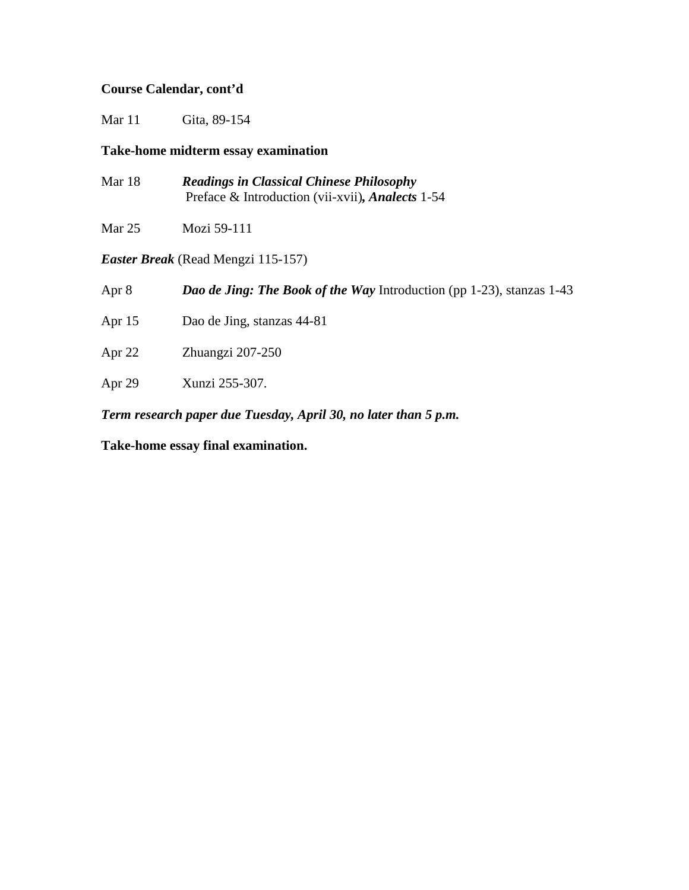**Course Calendar, cont'd**

Mar 11 Gita, 89-154

**Take-home midterm essay examination**

Mar 18 ***Readings in Classical Chinese Philosophy***
Preface & Introduction (vii-xvii)**,** ***Analects*** 1-54

Mar 25 Mozi 59-111

***Easter Break*** (Read Mengzi 115-157)

Apr 8 ***Dao de Jing: The Book of the Way*** Introduction (pp 1-23), stanzas 1-43

Apr 15 Dao de Jing, stanzas 44-81

Apr 22 Zhuangzi 207-250

Apr 29 Xunzi 255-307.

***Term research paper due Tuesday, April 30, no later than 5 p.m.***

**Take-home essay final examination.**